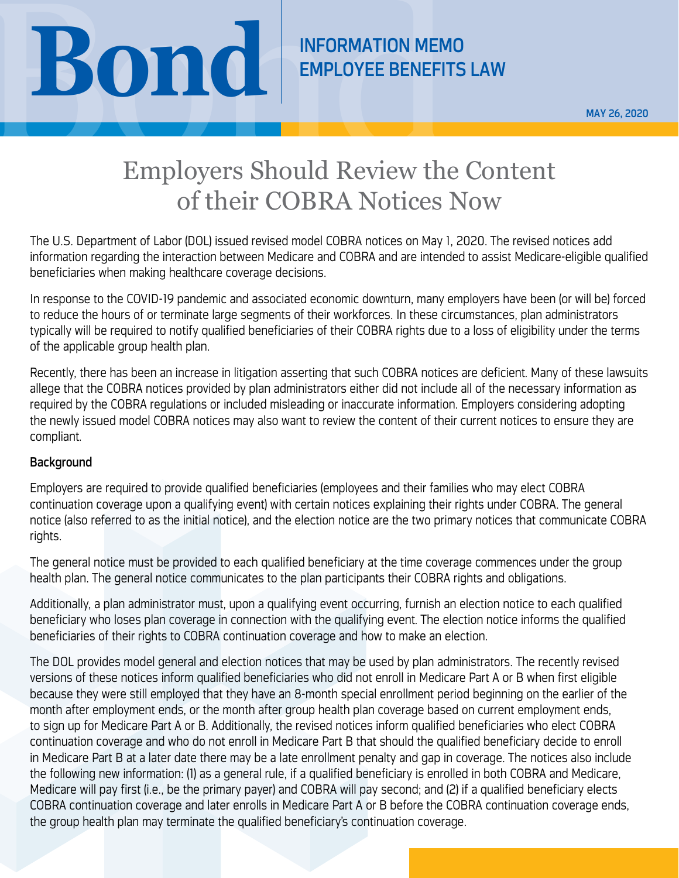# Employers Should Review the Content of their COBRA Notices Now

**INFORMATION MEMO**
**EMPLOYEE BENEFITS LAW**

**MAY 26, 2020**

The U.S. Department of Labor (DOL) issued revised model COBRA notices on May 1, 2020. The revised notices add information regarding the interaction between Medicare and COBRA and are intended to assist Medicare-eligible qualified beneficiaries when making healthcare coverage decisions.

In response to the COVID-19 pandemic and associated economic downturn, many employers have been (or will be) forced to reduce the hours of or terminate large segments of their workforces. In these circumstances, plan administrators typically will be required to notify qualified beneficiaries of their COBRA rights due to a loss of eligibility under the terms of the applicable group health plan.

Recently, there has been an increase in litigation asserting that such COBRA notices are deficient. Many of these lawsuits allege that the COBRA notices provided by plan administrators either did not include all of the necessary information as required by the COBRA regulations or included misleading or inaccurate information. Employers considering adopting the newly issued model COBRA notices may also want to review the content of their current notices to ensure they are compliant.

## Background

Employers are required to provide qualified beneficiaries (employees and their families who may elect COBRA continuation coverage upon a qualifying event) with certain notices explaining their rights under COBRA. The general notice (also referred to as the initial notice), and the election notice are the two primary notices that communicate COBRA rights.

The general notice must be provided to each qualified beneficiary at the time coverage commences under the group health plan. The general notice communicates to the plan participants their COBRA rights and obligations.

Additionally, a plan administrator must, upon a qualifying event occurring, furnish an election notice to each qualified beneficiary who loses plan coverage in connection with the qualifying event. The election notice informs the qualified beneficiaries of their rights to COBRA continuation coverage and how to make an election.

The DOL provides model general and election notices that may be used by plan administrators. The recently revised versions of these notices inform qualified beneficiaries who did not enroll in Medicare Part A or B when first eligible because they were still employed that they have an 8-month special enrollment period beginning on the earlier of the month after employment ends, or the month after group health plan coverage based on current employment ends, to sign up for Medicare Part A or B. Additionally, the revised notices inform qualified beneficiaries who elect COBRA continuation coverage and who do not enroll in Medicare Part B that should the qualified beneficiary decide to enroll in Medicare Part B at a later date there may be a late enrollment penalty and gap in coverage. The notices also include the following new information: (1) as a general rule, if a qualified beneficiary is enrolled in both COBRA and Medicare, Medicare will pay first (i.e., be the primary payer) and COBRA will pay second; and (2) if a qualified beneficiary elects COBRA continuation coverage and later enrolls in Medicare Part A or B before the COBRA continuation coverage ends, the group health plan may terminate the qualified beneficiary's continuation coverage.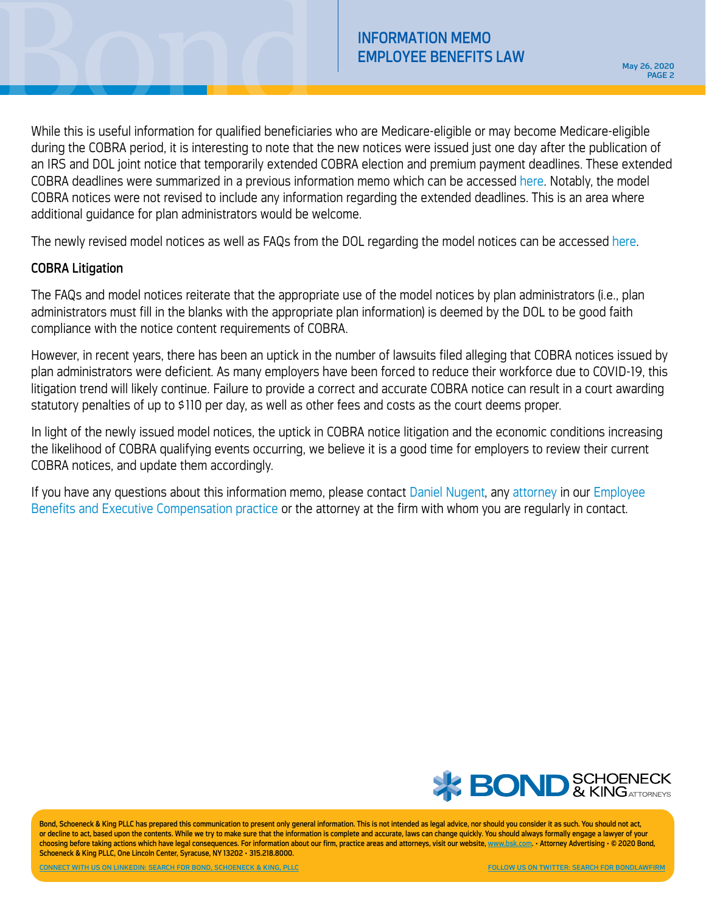While this is useful information for qualified beneficiaries who are Medicare-eligible or may become Medicare-eligible during the COBRA period, it is interesting to note that the new notices were issued just one day after the publication of an IRS and DOL joint notice that temporarily extended COBRA election and premium payment deadlines. These extended COBRA deadlines were summarized in a previous information memo which can be accessed here. Notably, the model COBRA notices were not revised to include any information regarding the extended deadlines. This is an area where additional guidance for plan administrators would be welcome.

The newly revised model notices as well as FAQs from the DOL regarding the model notices can be accessed here.

### COBRA Litigation

The FAQs and model notices reiterate that the appropriate use of the model notices by plan administrators (i.e., plan administrators must fill in the blanks with the appropriate plan information) is deemed by the DOL to be good faith compliance with the notice content requirements of COBRA.

However, in recent years, there has been an uptick in the number of lawsuits filed alleging that COBRA notices issued by plan administrators were deficient. As many employers have been forced to reduce their workforce due to COVID-19, this litigation trend will likely continue. Failure to provide a correct and accurate COBRA notice can result in a court awarding statutory penalties of up to $110 per day, as well as other fees and costs as the court deems proper.

In light of the newly issued model notices, the uptick in COBRA notice litigation and the economic conditions increasing the likelihood of COBRA qualifying events occurring, we believe it is a good time for employers to review their current COBRA notices, and update them accordingly.

If you have any questions about this information memo, please contact Daniel Nugent, any attorney in our Employee Benefits and Executive Compensation practice or the attorney at the firm with whom you are regularly in contact.

Bond, Schoeneck & King PLLC has prepared this communication to present only general information. This is not intended as legal advice, nor should you consider it as such. You should not act, or decline to act, based upon the contents. While we try to make sure that the information is complete and accurate, laws can change quickly. You should always formally engage a lawyer of your choosing before taking actions which have legal consequences. For information about our firm, practice areas and attorneys, visit our website, www.bsk.com. • Attorney Advertising • © 2020 Bond, Schoeneck & King PLLC, One Lincoln Center, Syracuse, NY 13202 • 315.218.8000.

CONNECT WITH US ON LINKEDIN: SEARCH FOR BOND, SCHOENECK & KING, PLLC

FOLLOW US ON TWITTER: SEARCH FOR BONDLAWFIRM